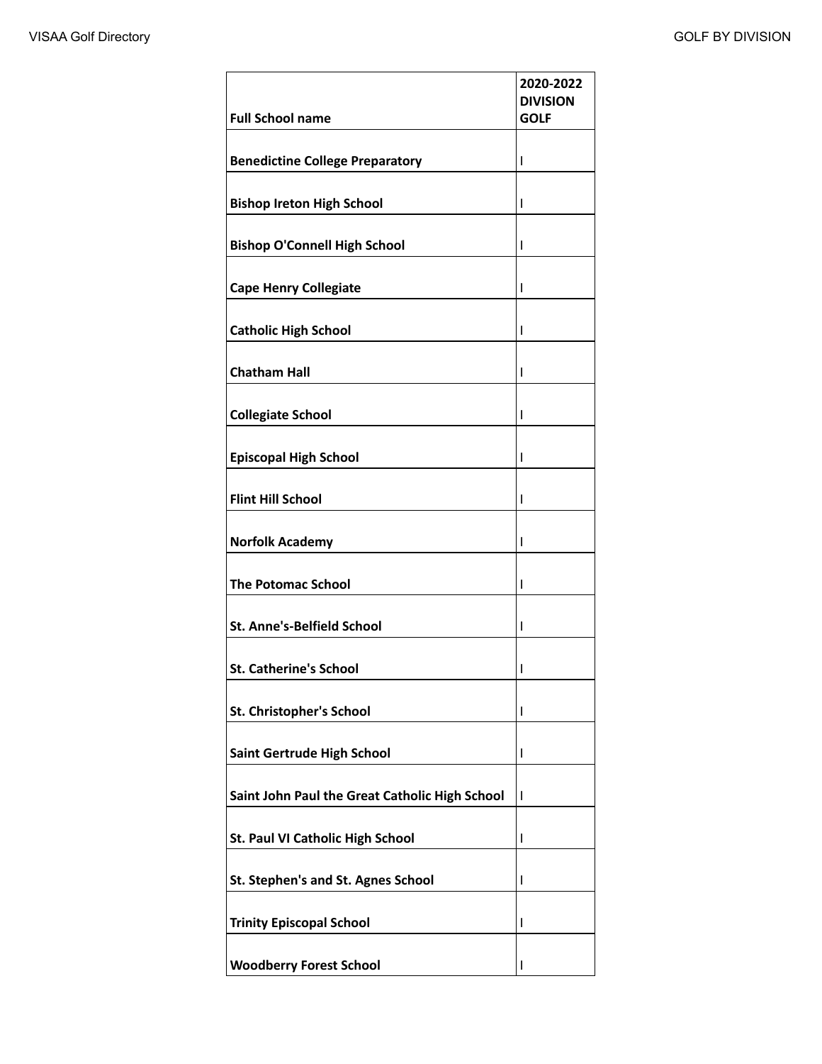| **Full School name** | **2020-2022 DIVISION GOLF** |
|---|---|
| **Benedictine College Preparatory** | I |
| **Bishop Ireton High School** | I |
| **Bishop O'Connell High School** | I |
| **Cape Henry Collegiate** | I |
| **Catholic High School** | I |
| **Chatham Hall** | I |
| **Collegiate School** | I |
| **Episcopal High School** | I |
| **Flint Hill School** | I |
| **Norfolk Academy** | I |
| **The Potomac School** | I |
| **St. Anne's-Belfield School** | I |
| **St. Catherine's School** | I |
| **St. Christopher's School** | I |
| **Saint Gertrude High School** | I |
| **Saint John Paul the Great Catholic High School** | I |
| **St. Paul VI Catholic High School** | I |
| **St. Stephen's and St. Agnes School** | I |
| **Trinity Episcopal School** | I |
| **Woodberry Forest School** | I |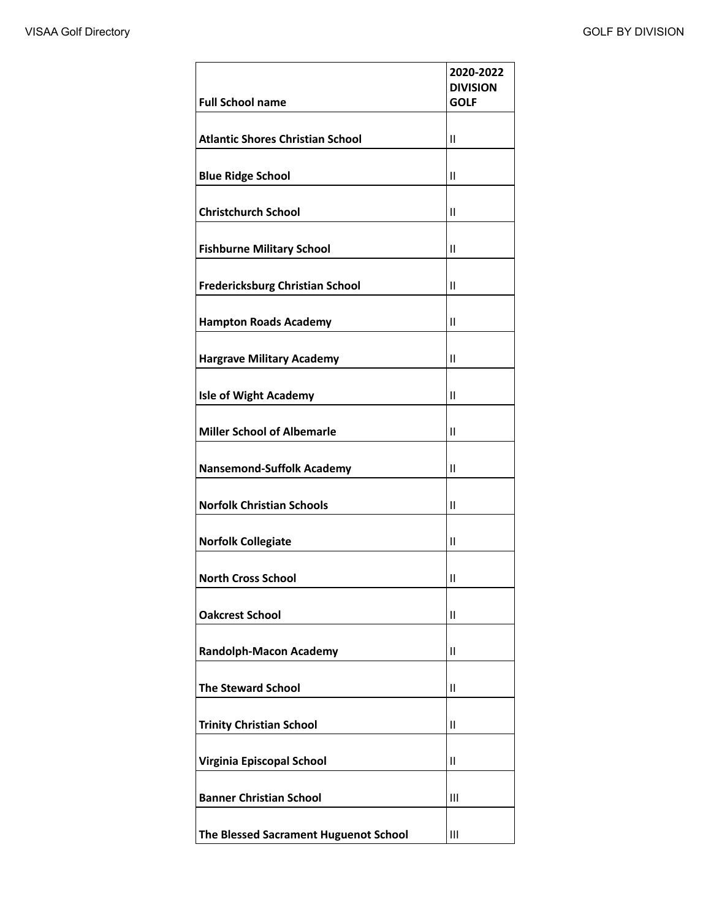| Full School name | 2020-2022 DIVISION GOLF |
| --- | --- |
| **Atlantic Shores Christian School** | II |
| **Blue Ridge School** | II |
| **Christchurch School** | II |
| **Fishburne Military School** | II |
| **Fredericksburg Christian School** | II |
| **Hampton Roads Academy** | II |
| **Hargrave Military Academy** | II |
| **Isle of Wight Academy** | II |
| **Miller School of Albemarle** | II |
| **Nansemond-Suffolk Academy** | II |
| **Norfolk Christian Schools** | II |
| **Norfolk Collegiate** | II |
| **North Cross School** | II |
| **Oakcrest School** | II |
| **Randolph-Macon Academy** | II |
| **The Steward School** | II |
| **Trinity Christian School** | II |
| **Virginia Episcopal School** | II |
| **Banner Christian School** | III |
| **The Blessed Sacrament Huguenot School** | III |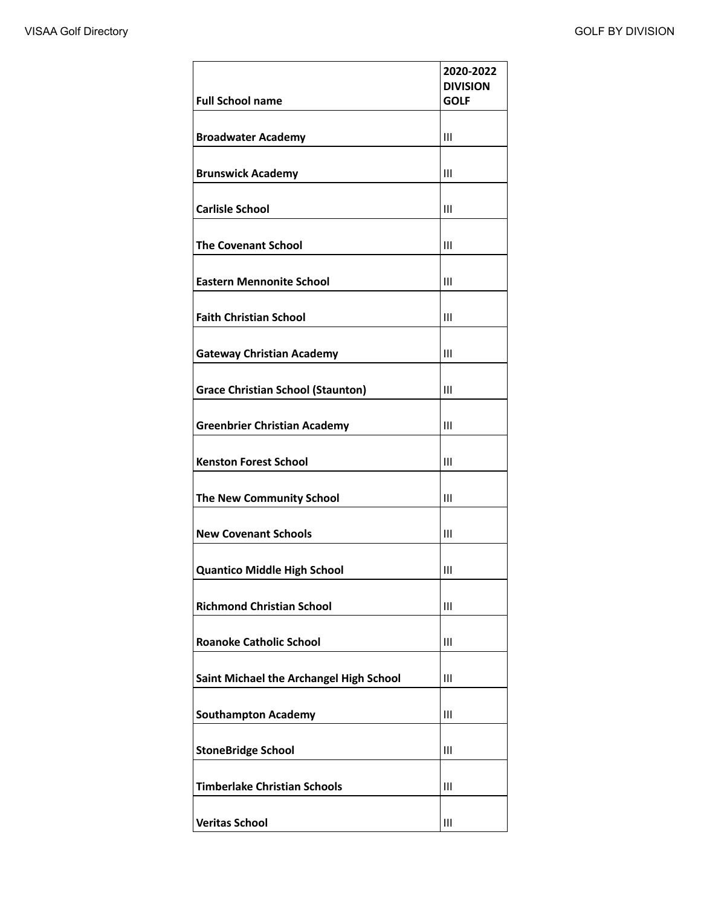| Full School name | 2020-2022 DIVISION GOLF |
|---|---|
| Broadwater Academy | III |
| Brunswick Academy | III |
| Carlisle School | III |
| The Covenant School | III |
| Eastern Mennonite School | III |
| Faith Christian School | III |
| Gateway Christian Academy | III |
| Grace Christian School (Staunton) | III |
| Greenbrier Christian Academy | III |
| Kenston Forest School | III |
| The New Community School | III |
| New Covenant Schools | III |
| Quantico Middle High School | III |
| Richmond Christian School | III |
| Roanoke Catholic School | III |
| Saint Michael the Archangel High School | III |
| Southampton Academy | III |
| StoneBridge School | III |
| Timberlake Christian Schools | III |
| Veritas School | III |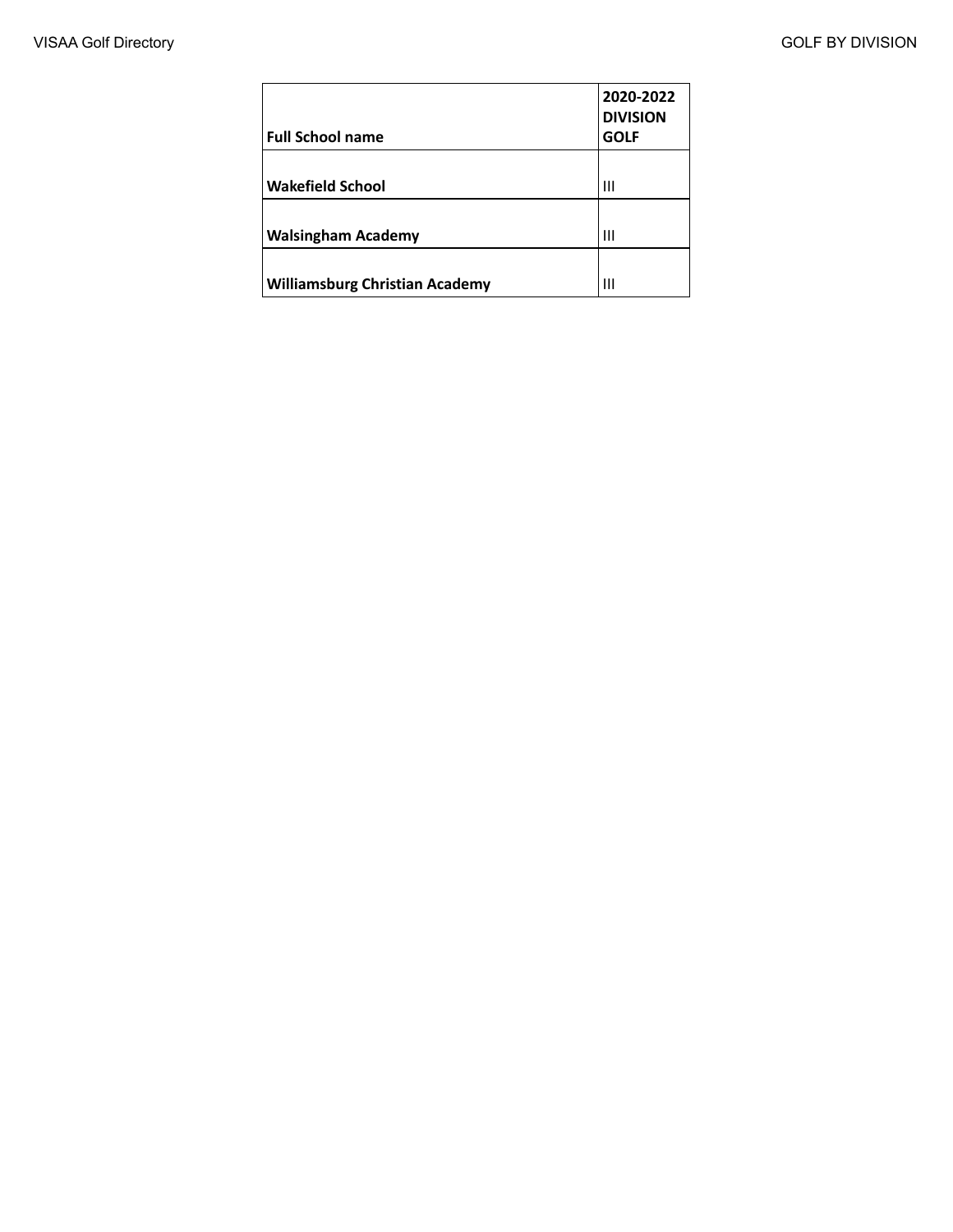| Full School name | 2020-2022 DIVISION GOLF |
|---|---|
| **Wakefield School** | III |
| **Walsingham Academy** | III |
| **Williamsburg Christian Academy** | III |